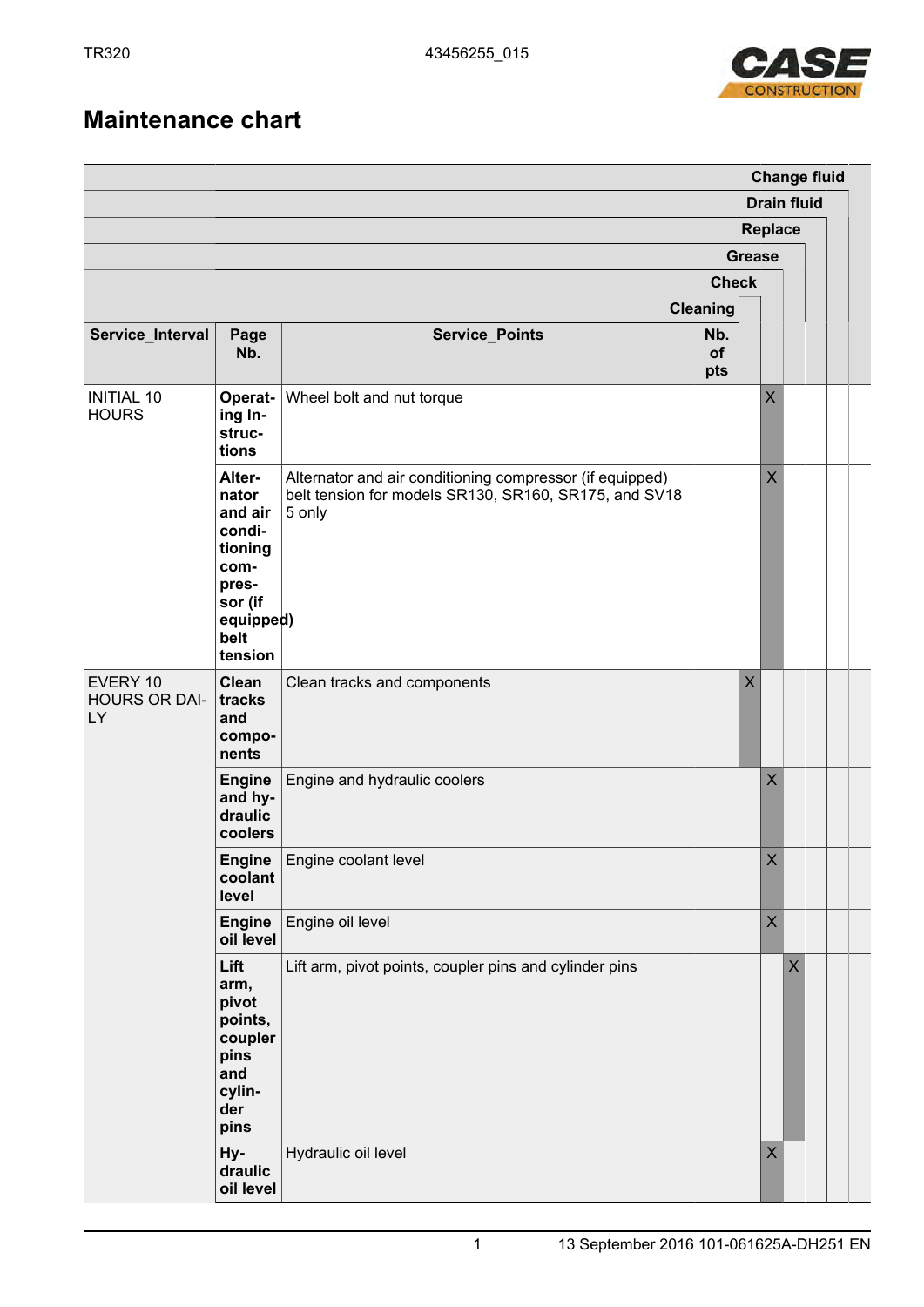# Maintenance chart

| Service_Interval | Page Nb. | Service_Points | Nb. of pts | Cleaning | Check | Grease | Replace | Drain fluid | Change fluid |
|---|---|---|---|---|---|---|---|---|---|
| INITIAL 10 HOURS | Operating Instructions | Wheel bolt and nut torque | | | X | | | | |
| | Alternator and air conditioning compressor (if equipped) belt tension | Alternator and air conditioning compressor (if equipped) belt tension for models SR130, SR160, SR175, and SV185 only | | | X | | | | |
| EVERY 10 HOURS OR DAILY | Clean tracks and components | Clean tracks and components | | X | | | | | |
| | Engine and hydraulic coolers | Engine and hydraulic coolers | | | X | | | | |
| | Engine coolant level | Engine coolant level | | | X | | | | |
| | Engine oil level | Engine oil level | | | X | | | | |
| | Lift arm, pivot points, coupler pins and cylinder pins | Lift arm, pivot points, coupler pins and cylinder pins | | | | X | | | |
| | Hydraulic oil level | Hydraulic oil level | | | X | | | | |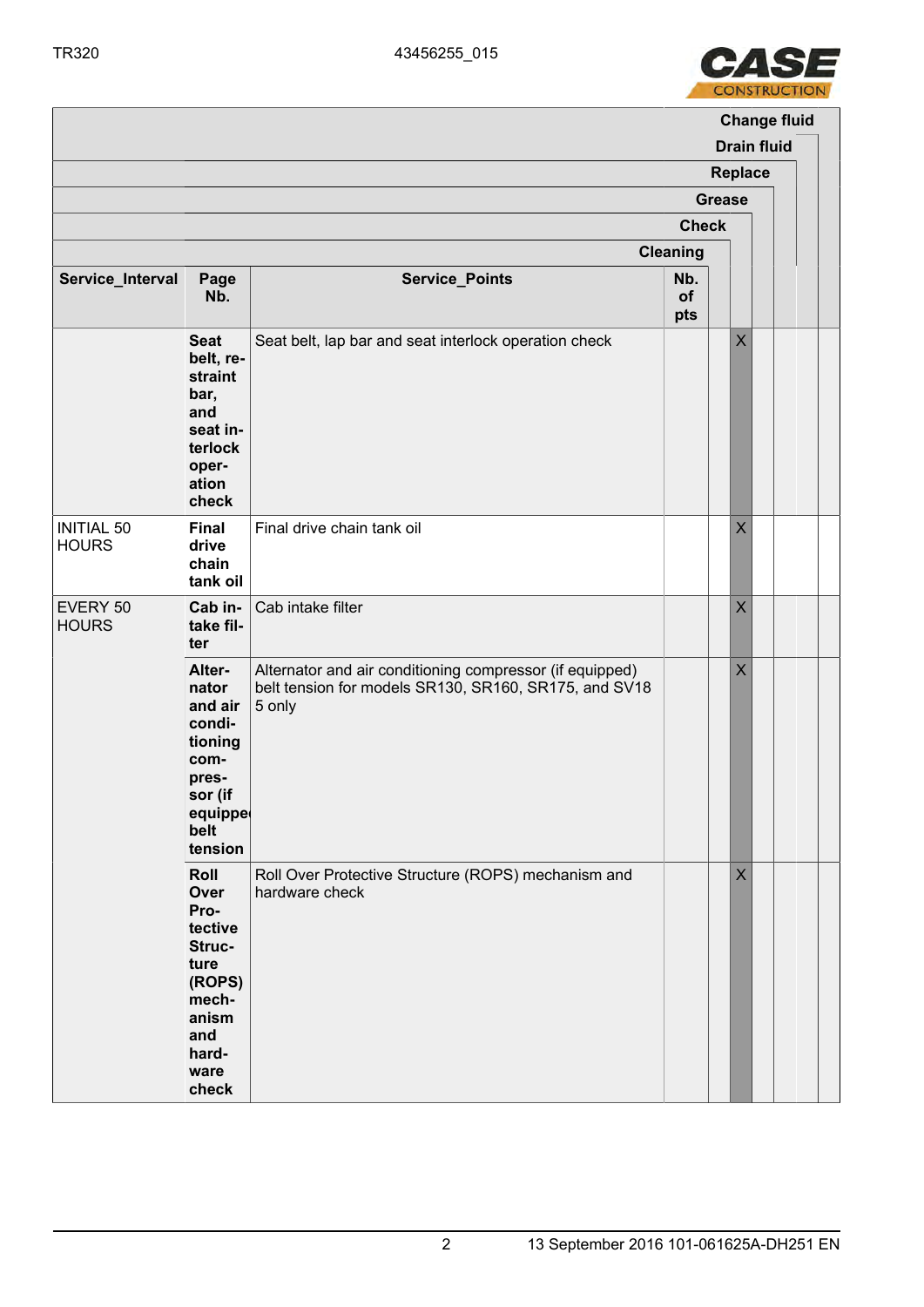| Service_Interval | Page Nb. | Service_Points | Nb. of pts | Cleaning | Check | Grease | Replace | Drain fluid | Change fluid |
|---|---|---|---|---|---|---|---|---|---|
| | **Seat belt, restraint bar, and seat interlock operation check** | Seat belt, lap bar and seat interlock operation check | | | X | | | | |
| INITIAL 50 HOURS | **Final drive chain tank oil** | Final drive chain tank oil | | | X | | | | |
| EVERY 50 HOURS | **Cab intake filter** | Cab intake filter | | | X | | | | |
| | **Alternator and air conditioning compressor (if equipped) belt tension** | Alternator and air conditioning compressor (if equipped) belt tension for models SR130, SR160, SR175, and SV185 only | | | X | | | | |
| | **Roll Over Protective Structure (ROPS) mechanism and hardware check** | Roll Over Protective Structure (ROPS) mechanism and hardware check | | | X | | | | |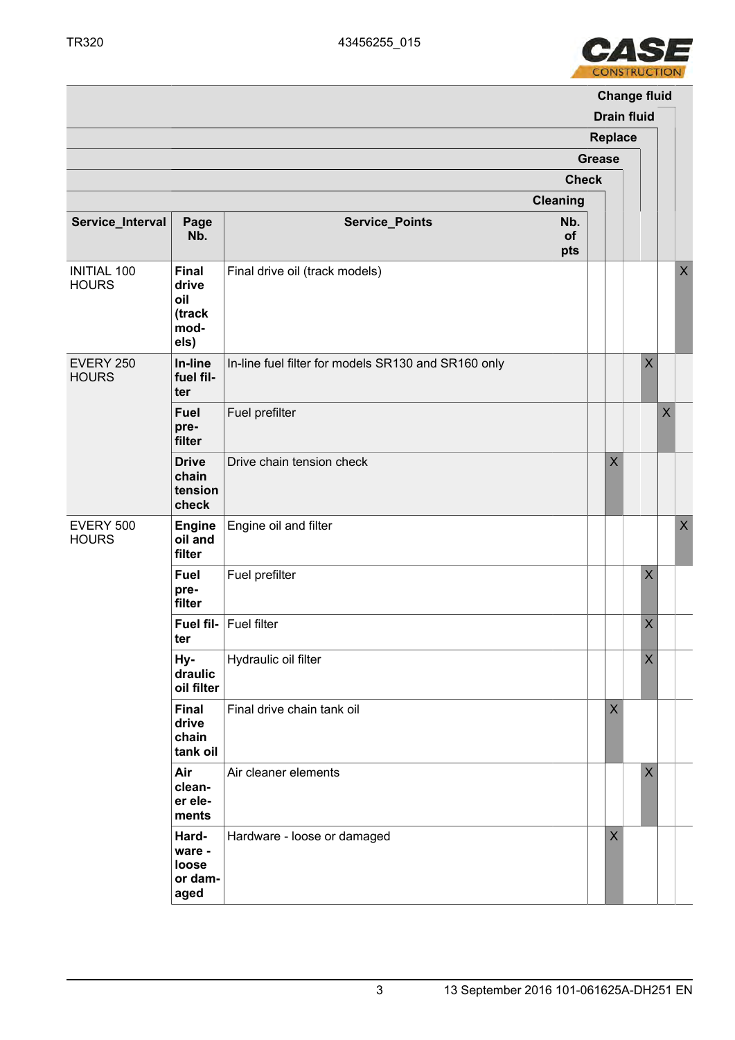| Service_Interval | Page Nb. | Service_Points | Nb. of pts | Cleaning | Check | Grease | Replace | Drain fluid | Change fluid |
|---|---|---|---|---|---|---|---|---|---|
| INITIAL 100 HOURS | **Final drive oil (track models)** | Final drive oil (track models) | | | | | | | X |
| EVERY 250 HOURS | **In-line fuel filter** | In-line fuel filter for models SR130 and SR160 only | | | | | X | | |
| | **Fuel prefilter** | Fuel prefilter | | | | | | X | |
| | **Drive chain tension check** | Drive chain tension check | | | X | | | | |
| EVERY 500 HOURS | **Engine oil and filter** | Engine oil and filter | | | | | | | X |
| | **Fuel prefilter** | Fuel prefilter | | | | | X | | |
| | **Fuel filter** | Fuel filter | | | | | X | | |
| | **Hydraulic oil filter** | Hydraulic oil filter | | | | | X | | |
| | **Final drive chain tank oil** | Final drive chain tank oil | | | X | | | | |
| | **Air cleaner elements** | Air cleaner elements | | | | | X | | |
| | **Hardware - loose or damaged** | Hardware - loose or damaged | | | X | | | | |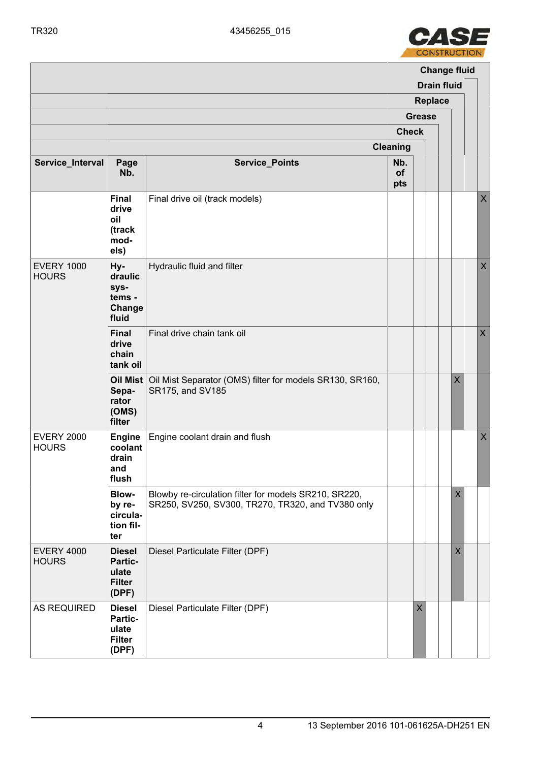| Service_Interval | Page Nb. | Service_Points | Nb. of pts | Cleaning | Check | Grease | Replace | Drain fluid | Change fluid |
|---|---|---|---|---|---|---|---|---|---|
| | **Final drive oil (track models)** | Final drive oil (track models) | | | | | | | X |
| EVERY 1000 HOURS | **Hydraulic systems - Change fluid** | Hydraulic fluid and filter | | | | | | | X |
| | **Final drive chain tank oil** | Final drive chain tank oil | | | | | | | X |
| | **Oil Mist Separator (OMS) filter** | Oil Mist Separator (OMS) filter for models SR130, SR160, SR175, and SV185 | | | | | X | | |
| EVERY 2000 HOURS | **Engine coolant drain and flush** | Engine coolant drain and flush | | | | | | | X |
| | **Blow-by re-circulation filter** | Blowby re-circulation filter for models SR210, SR220, SR250, SV250, SV300, TR270, TR320, and TV380 only | | | | | X | | |
| EVERY 4000 HOURS | **Diesel Particulate Filter (DPF)** | Diesel Particulate Filter (DPF) | | | | | X | | |
| AS REQUIRED | **Diesel Particulate Filter (DPF)** | Diesel Particulate Filter (DPF) | | X | | | | | |